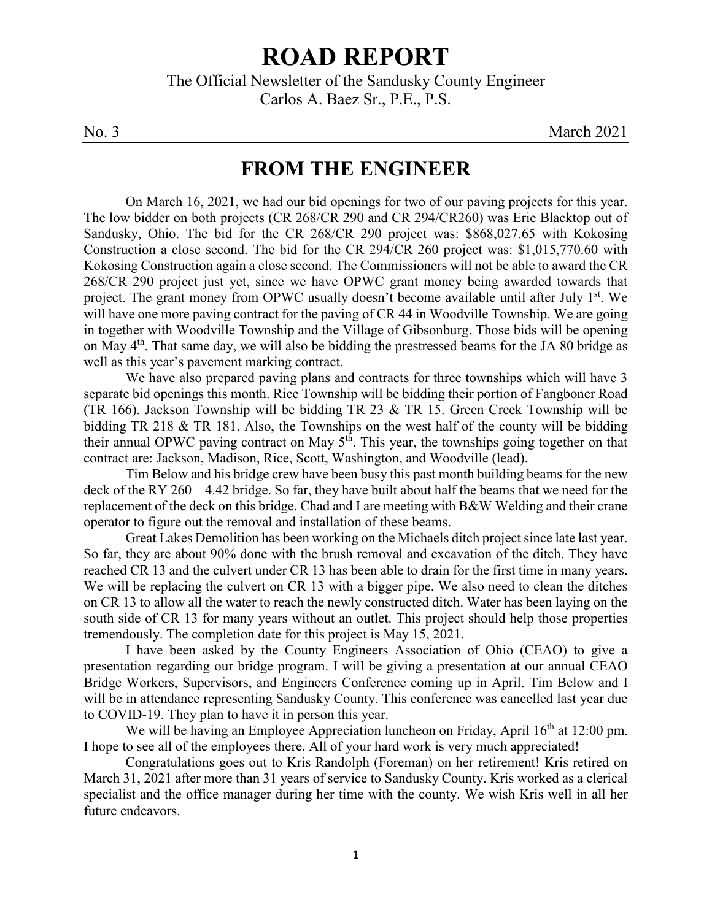# ROAD REPORT

The Official Newsletter of the Sandusky County Engineer
Carlos A. Baez Sr., P.E., P.S.

No. 3 March 2021

## FROM THE ENGINEER

On March 16, 2021, we had our bid openings for two of our paving projects for this year. The low bidder on both projects (CR 268/CR 290 and CR 294/CR260) was Erie Blacktop out of Sandusky, Ohio. The bid for the CR 268/CR 290 project was: $868,027.65 with Kokosing Construction a close second. The bid for the CR 294/CR 260 project was: $1,015,770.60 with Kokosing Construction again a close second. The Commissioners will not be able to award the CR 268/CR 290 project just yet, since we have OPWC grant money being awarded towards that project. The grant money from OPWC usually doesn't become available until after July 1st. We will have one more paving contract for the paving of CR 44 in Woodville Township. We are going in together with Woodville Township and the Village of Gibsonburg. Those bids will be opening on May 4th. That same day, we will also be bidding the prestressed beams for the JA 80 bridge as well as this year's pavement marking contract.

We have also prepared paving plans and contracts for three townships which will have 3 separate bid openings this month. Rice Township will be bidding their portion of Fangboner Road (TR 166). Jackson Township will be bidding TR 23 & TR 15. Green Creek Township will be bidding TR 218 & TR 181. Also, the Townships on the west half of the county will be bidding their annual OPWC paving contract on May 5th. This year, the townships going together on that contract are: Jackson, Madison, Rice, Scott, Washington, and Woodville (lead).

Tim Below and his bridge crew have been busy this past month building beams for the new deck of the RY 260 – 4.42 bridge. So far, they have built about half the beams that we need for the replacement of the deck on this bridge. Chad and I are meeting with B&W Welding and their crane operator to figure out the removal and installation of these beams.

Great Lakes Demolition has been working on the Michaels ditch project since late last year. So far, they are about 90% done with the brush removal and excavation of the ditch. They have reached CR 13 and the culvert under CR 13 has been able to drain for the first time in many years. We will be replacing the culvert on CR 13 with a bigger pipe. We also need to clean the ditches on CR 13 to allow all the water to reach the newly constructed ditch. Water has been laying on the south side of CR 13 for many years without an outlet. This project should help those properties tremendously. The completion date for this project is May 15, 2021.

I have been asked by the County Engineers Association of Ohio (CEAO) to give a presentation regarding our bridge program. I will be giving a presentation at our annual CEAO Bridge Workers, Supervisors, and Engineers Conference coming up in April. Tim Below and I will be in attendance representing Sandusky County. This conference was cancelled last year due to COVID-19. They plan to have it in person this year.

We will be having an Employee Appreciation luncheon on Friday, April 16th at 12:00 pm. I hope to see all of the employees there. All of your hard work is very much appreciated!

Congratulations goes out to Kris Randolph (Foreman) on her retirement! Kris retired on March 31, 2021 after more than 31 years of service to Sandusky County. Kris worked as a clerical specialist and the office manager during her time with the county. We wish Kris well in all her future endeavors.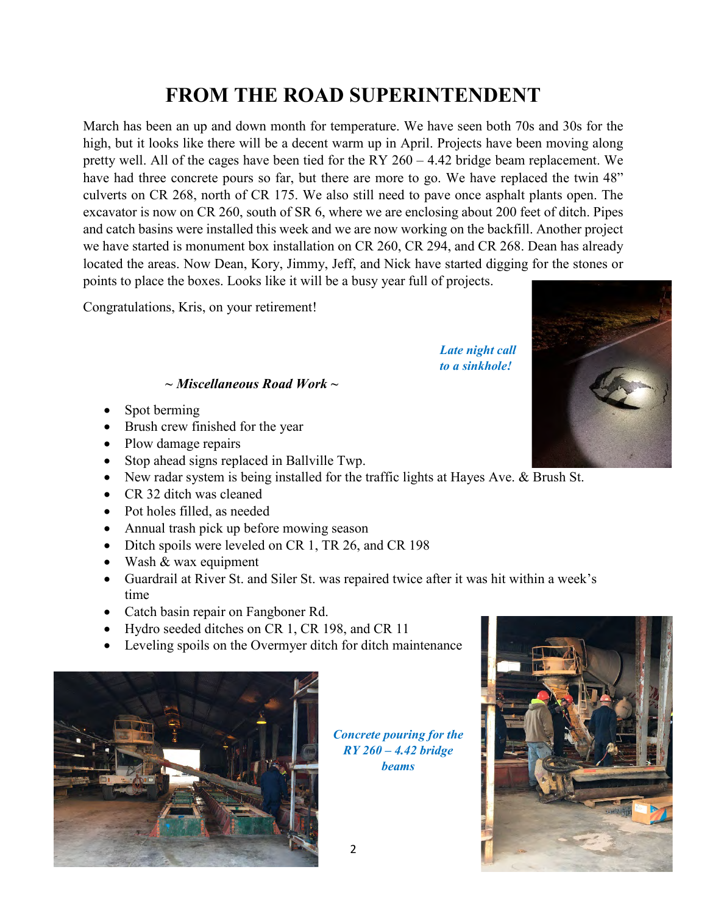# FROM THE ROAD SUPERINTENDENT

March has been an up and down month for temperature. We have seen both 70s and 30s for the high, but it looks like there will be a decent warm up in April. Projects have been moving along pretty well. All of the cages have been tied for the RY 260 – 4.42 bridge beam replacement. We have had three concrete pours so far, but there are more to go. We have replaced the twin 48" culverts on CR 268, north of CR 175. We also still need to pave once asphalt plants open. The excavator is now on CR 260, south of SR 6, where we are enclosing about 200 feet of ditch. Pipes and catch basins were installed this week and we are now working on the backfill. Another project we have started is monument box installation on CR 260, CR 294, and CR 268. Dean has already located the areas. Now Dean, Kory, Jimmy, Jeff, and Nick have started digging for the stones or points to place the boxes. Looks like it will be a busy year full of projects.

Congratulations, Kris, on your retirement!

***Late night call to a sinkhole!***

***~ Miscellaneous Road Work ~***

- Spot berming
- Brush crew finished for the year
- Plow damage repairs
- Stop ahead signs replaced in Ballville Twp.
- New radar system is being installed for the traffic lights at Hayes Ave. & Brush St.
- CR 32 ditch was cleaned
- Pot holes filled, as needed
- Annual trash pick up before mowing season
- Ditch spoils were leveled on CR 1, TR 26, and CR 198
- Wash & wax equipment
- Guardrail at River St. and Siler St. was repaired twice after it was hit within a week's time
- Catch basin repair on Fangboner Rd.
- Hydro seeded ditches on CR 1, CR 198, and CR 11
- Leveling spoils on the Overmyer ditch for ditch maintenance

***Concrete pouring for the RY 260 – 4.42 bridge beams***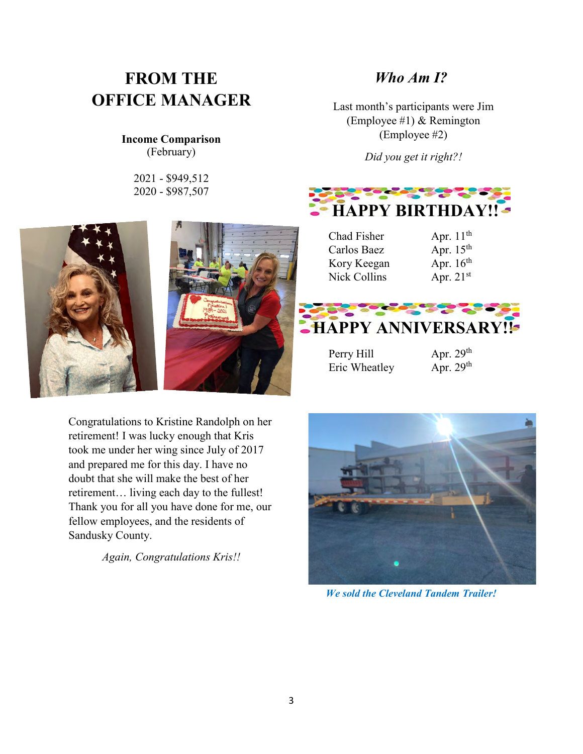# FROM THE OFFICE MANAGER

**Income Comparison**
(February)

2021 - $949,512
2020 - $987,507

Congratulations to Kristine Randolph on her retirement! I was lucky enough that Kris took me under her wing since July of 2017 and prepared me for this day. I have no doubt that she will make the best of her retirement… living each day to the fullest! Thank you for all you have done for me, our fellow employees, and the residents of Sandusky County.

*Again, Congratulations Kris!!*

## *Who Am I?*

Last month's participants were Jim (Employee #1) & Remington (Employee #2)

*Did you get it right?!*

## HAPPY BIRTHDAY!!

| | |
|---|---|
| Chad Fisher | Apr. 11th |
| Carlos Baez | Apr. 15th |
| Kory Keegan | Apr. 16th |
| Nick Collins | Apr. 21st |

## HAPPY ANNIVERSARY!!

| | |
|---|---|
| Perry Hill | Apr. 29th |
| Eric Wheatley | Apr. 29th |

***We sold the Cleveland Tandem Trailer!***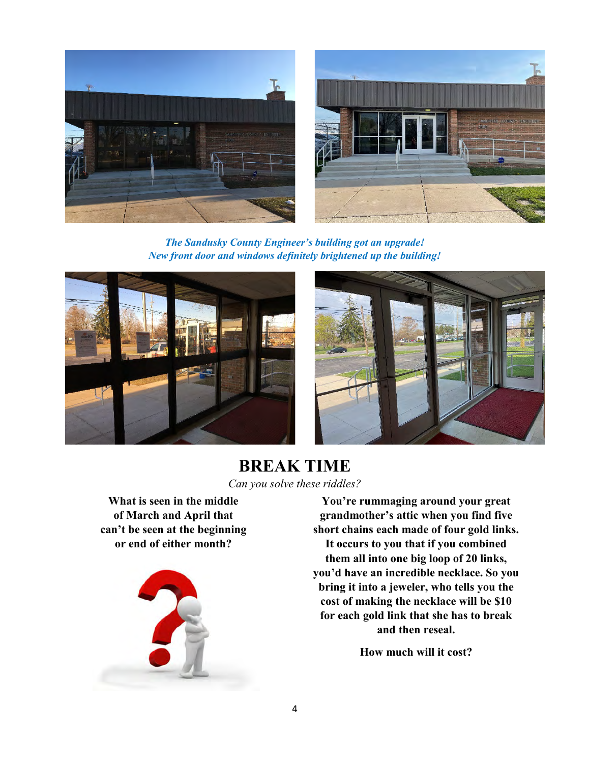*The Sandusky County Engineer's building got an upgrade!*
*New front door and windows definitely brightened up the building!*

## BREAK TIME

*Can you solve these riddles?*

**What is seen in the middle of March and April that can't be seen at the beginning or end of either month?**

**You're rummaging around your great grandmother's attic when you find five short chains each made of four gold links. It occurs to you that if you combined them all into one big loop of 20 links, you'd have an incredible necklace. So you bring it into a jeweler, who tells you the cost of making the necklace will be $10 for each gold link that she has to break and then reseal.**

**How much will it cost?**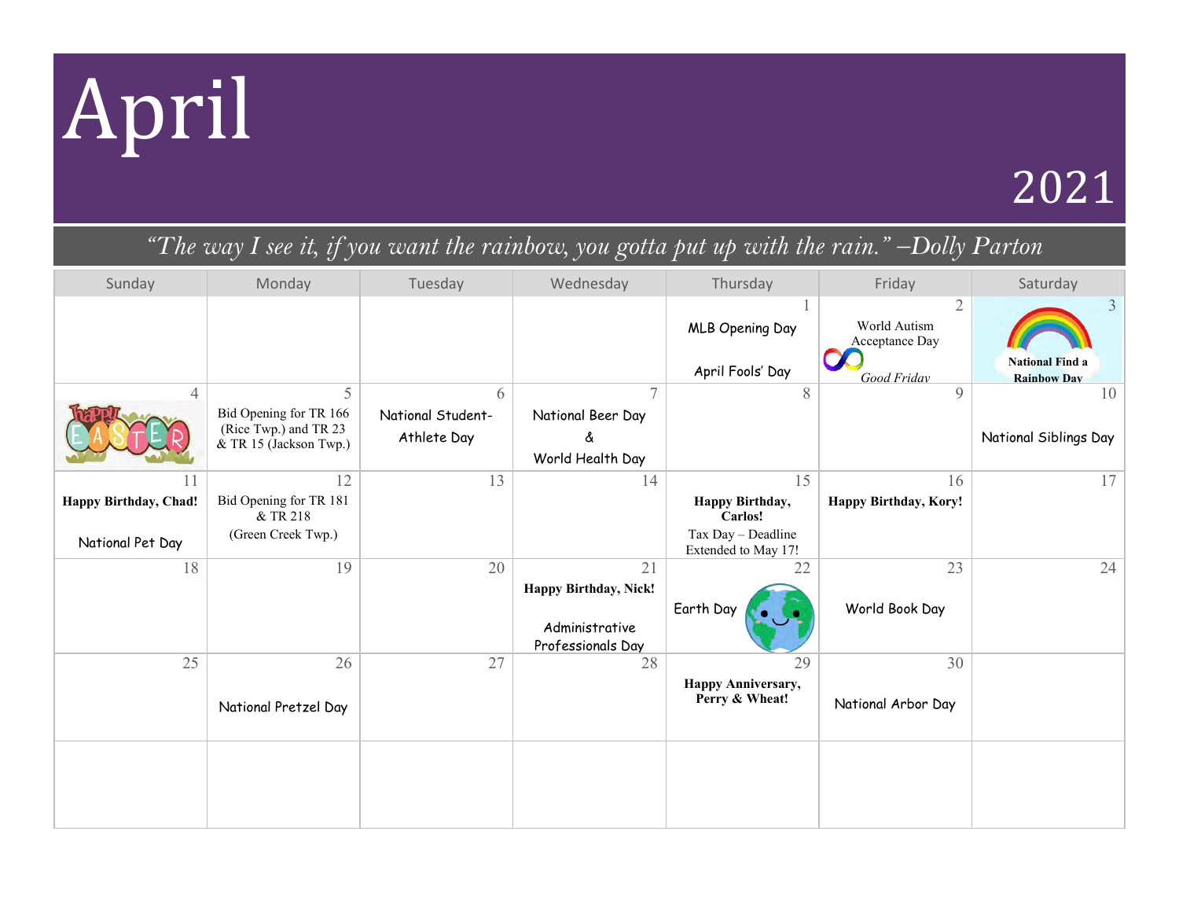# April

## 2021

*"The way I see it, if you want the rainbow, you gotta put up with the rain." –Dolly Parton*

| Sunday | Monday | Tuesday | Wednesday | Thursday | Friday | Saturday |
|---|---|---|---|---|---|---|
| | | | | 1 MLB Opening Day April Fools' Day | 2 World Autism Acceptance Day *Good Friday* | 3 **National Find a Rainbow Day** |
| 4 | 5 Bid Opening for TR 166 (Rice Twp.) and TR 23 & TR 15 (Jackson Twp.) | 6 National Student-Athlete Day | 7 National Beer Day & World Health Day | 8 | 9 | 10 National Siblings Day |
| 11 **Happy Birthday, Chad!** National Pet Day | 12 Bid Opening for TR 181 & TR 218 (Green Creek Twp.) | 13 | 14 | 15 **Happy Birthday, Carlos!** Tax Day – Deadline Extended to May 17! | 16 **Happy Birthday, Kory!** | 17 |
| 18 | 19 | 20 | 21 **Happy Birthday, Nick!** Administrative Professionals Day | 22 Earth Day | 23 World Book Day | 24 |
| 25 | 26 National Pretzel Day | 27 | 28 | 29 **Happy Anniversary, Perry & Wheat!** | 30 National Arbor Day | |
| | | | | | | |